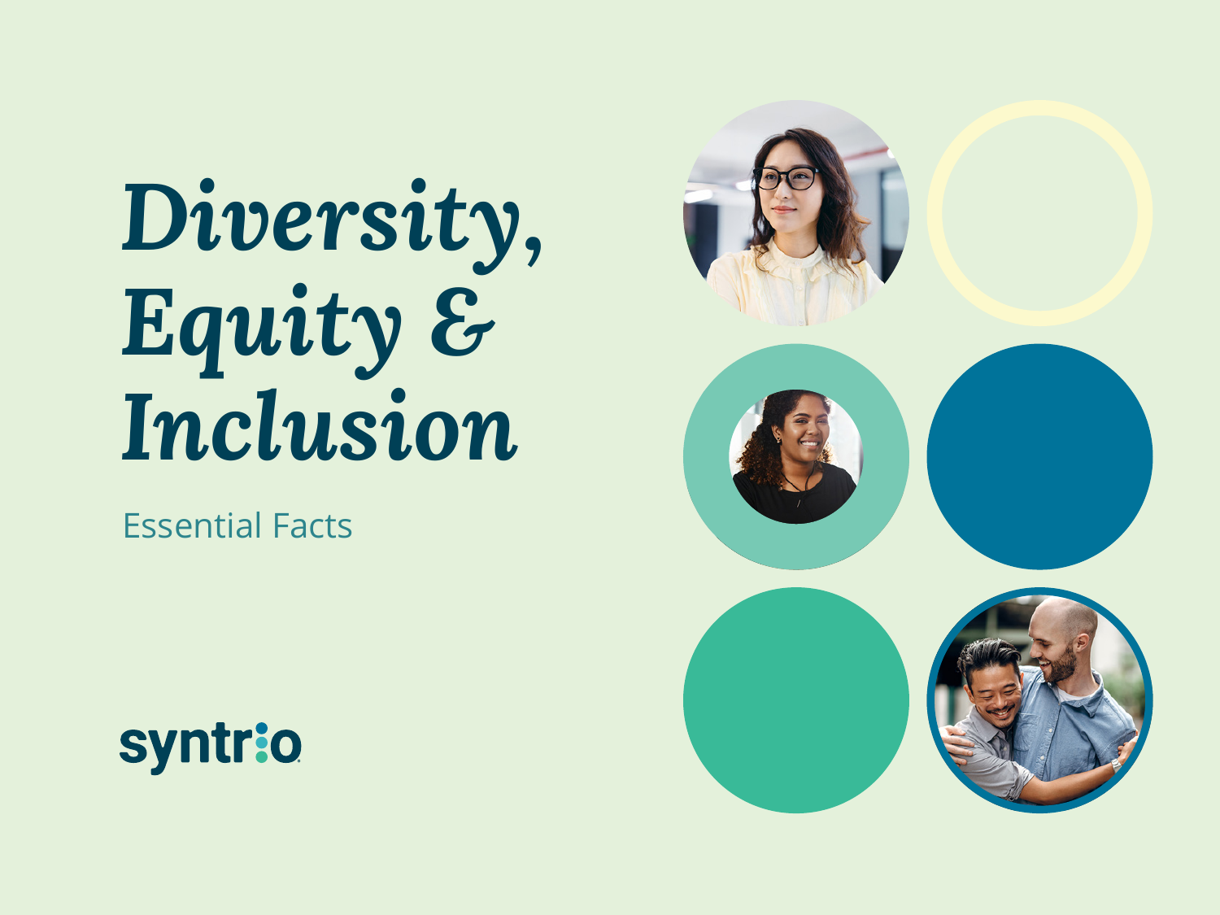# Diversity, Equity & Inclusion

Essential Facts

syntrio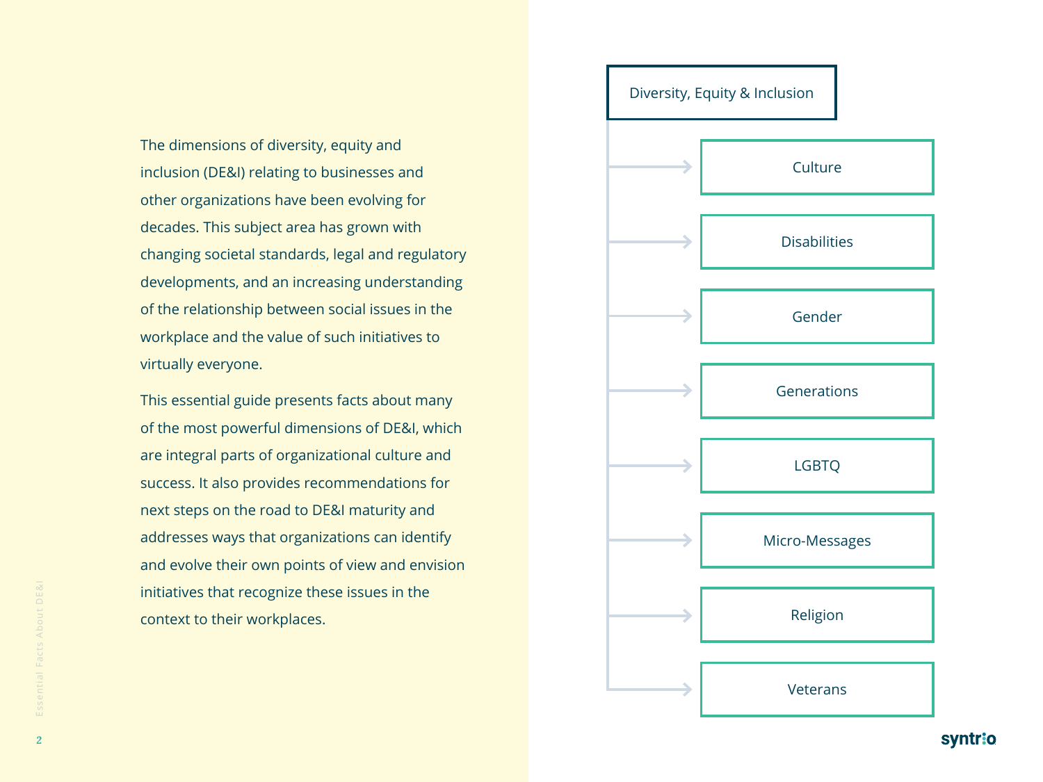The dimensions of diversity, equity and inclusion (DE&I) relating to businesses and other organizations have been evolving for decades. This subject area has grown with changing societal standards, legal and regulatory developments, and an increasing understanding of the relationship between social issues in the workplace and the value of such initiatives to virtually everyone.

This essential guide presents facts about many of the most powerful dimensions of DE&I, which are integral parts of organizational culture and success. It also provides recommendations for next steps on the road to DE&I maturity and addresses ways that organizations can identify and evolve their own points of view and envision initiatives that recognize these issues in the context to their workplaces.

**Diversity, Equity & Inclusion**

- Culture
- Disabilities
- Gender
- Generations
- LGBTQ
- Micro-Messages
- Religion
- Veterans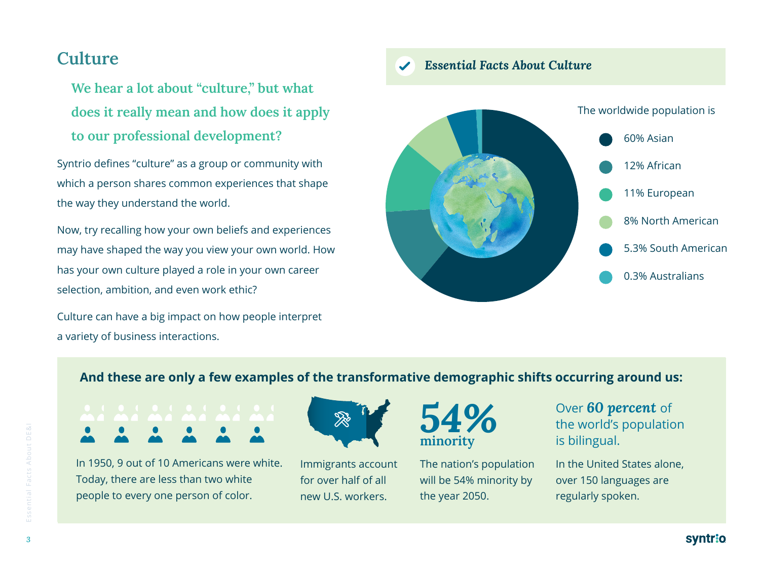# Culture

**We hear a lot about "culture," but what does it really mean and how does it apply to our professional development?**

Syntrio defines "culture" as a group or community with which a person shares common experiences that shape the way they understand the world.

Now, try recalling how your own beliefs and experiences may have shaped the way you view your own world. How has your own culture played a role in your own career selection, ambition, and even work ethic?

Culture can have a big impact on how people interpret a variety of business interactions.

## *Essential Facts About Culture*

The worldwide population is

- 60% Asian
- 12% African
- 11% European
- 8% North American
- 5.3% South American
- 0.3% Australians

**And these are only a few examples of the transformative demographic shifts occurring around us:**

In 1950, 9 out of 10 Americans were white. Today, there are less than two white people to every one person of color.

Immigrants account for over half of all new U.S. workers.

**54% minority**

The nation's population will be 54% minority by the year 2050.

Over ***60 percent*** of the world's population is bilingual.

In the United States alone, over 150 languages are regularly spoken.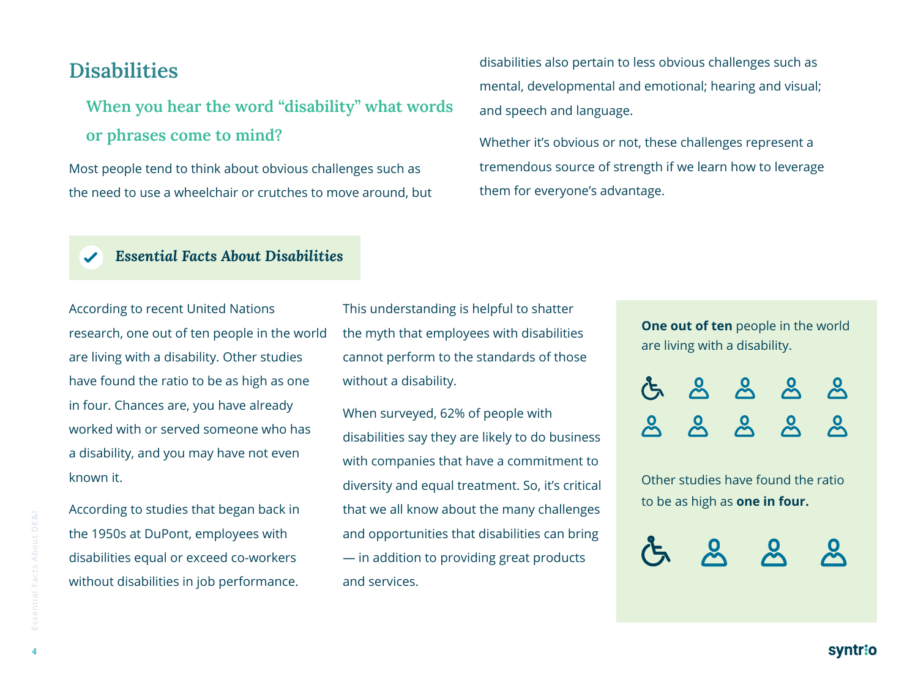## Disabilities

### When you hear the word "disability" what words or phrases come to mind?

Most people tend to think about obvious challenges such as the need to use a wheelchair or crutches to move around, but disabilities also pertain to less obvious challenges such as mental, developmental and emotional; hearing and visual; and speech and language.

Whether it's obvious or not, these challenges represent a tremendous source of strength if we learn how to leverage them for everyone's advantage.

### *Essential Facts About Disabilities*

According to recent United Nations research, one out of ten people in the world are living with a disability. Other studies have found the ratio to be as high as one in four. Chances are, you have already worked with or served someone who has a disability, and you may have not even known it.

According to studies that began back in the 1950s at DuPont, employees with disabilities equal or exceed co-workers without disabilities in job performance.

This understanding is helpful to shatter the myth that employees with disabilities cannot perform to the standards of those without a disability.

When surveyed, 62% of people with disabilities say they are likely to do business with companies that have a commitment to diversity and equal treatment. So, it's critical that we all know about the many challenges and opportunities that disabilities can bring — in addition to providing great products and services.

**One out of ten** people in the world are living with a disability.

Other studies have found the ratio to be as high as **one in four.**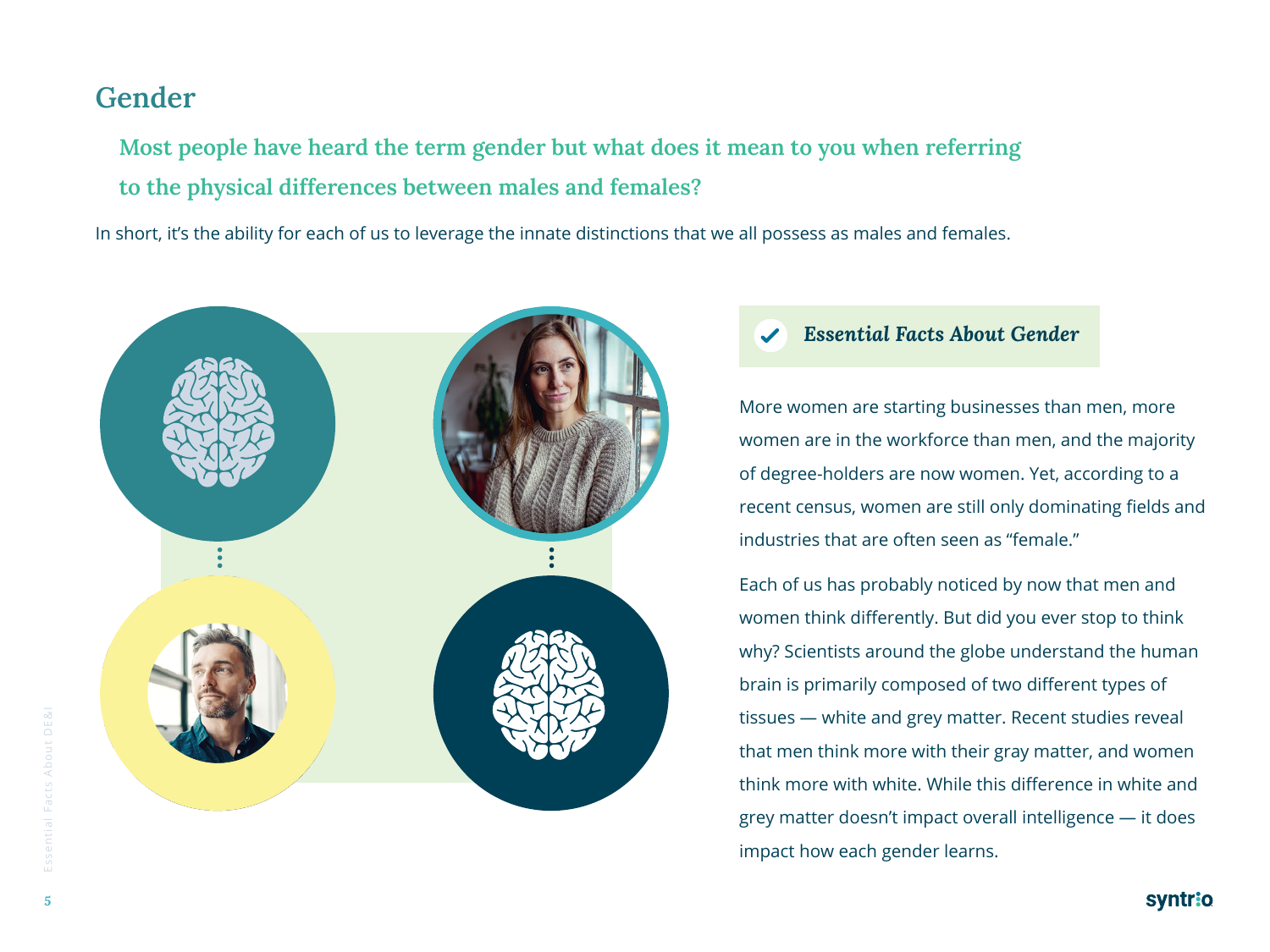## Gender

### Most people have heard the term gender but what does it mean to you when referring to the physical differences between males and females?

In short, it's the ability for each of us to leverage the innate distinctions that we all possess as males and females.

#### *Essential Facts About Gender*

More women are starting businesses than men, more women are in the workforce than men, and the majority of degree-holders are now women. Yet, according to a recent census, women are still only dominating fields and industries that are often seen as "female."

Each of us has probably noticed by now that men and women think differently. But did you ever stop to think why? Scientists around the globe understand the human brain is primarily composed of two different types of tissues — white and grey matter. Recent studies reveal that men think more with their gray matter, and women think more with white. While this difference in white and grey matter doesn't impact overall intelligence — it does impact how each gender learns.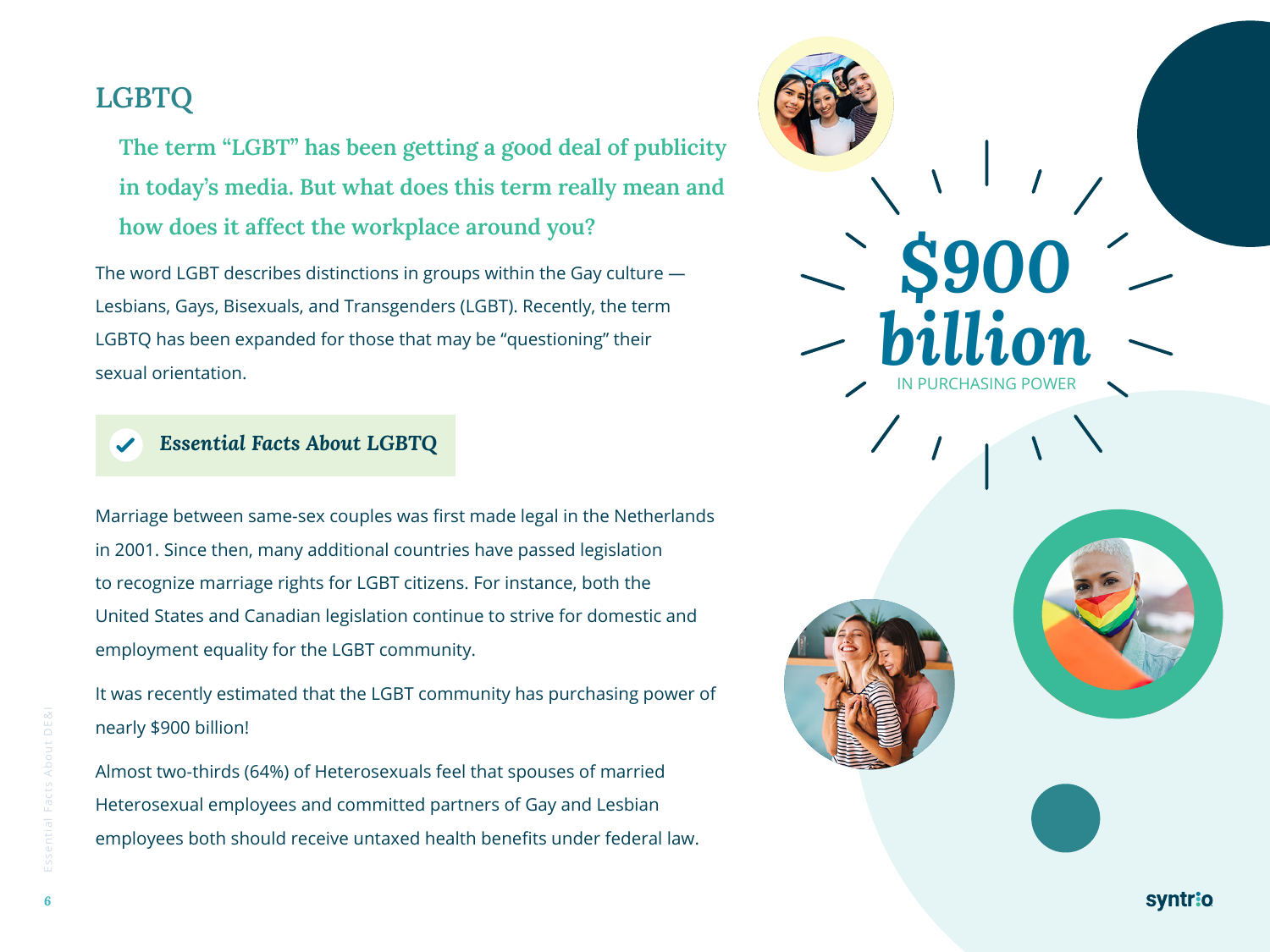## LGBTQ

**The term "LGBT" has been getting a good deal of publicity in today's media. But what does this term really mean and how does it affect the workplace around you?**

The word LGBT describes distinctions in groups within the Gay culture — Lesbians, Gays, Bisexuals, and Transgenders (LGBT). Recently, the term LGBTQ has been expanded for those that may be "questioning" their sexual orientation.

### *Essential Facts About LGBTQ*

Marriage between same-sex couples was first made legal in the Netherlands in 2001. Since then, many additional countries have passed legislation to recognize marriage rights for LGBT citizens. For instance, both the United States and Canadian legislation continue to strive for domestic and employment equality for the LGBT community.

It was recently estimated that the LGBT community has purchasing power of nearly $900 billion!

Almost two-thirds (64%) of Heterosexuals feel that spouses of married Heterosexual employees and committed partners of Gay and Lesbian employees both should receive untaxed health benefits under federal law.

**$900 *billion***
IN PURCHASING POWER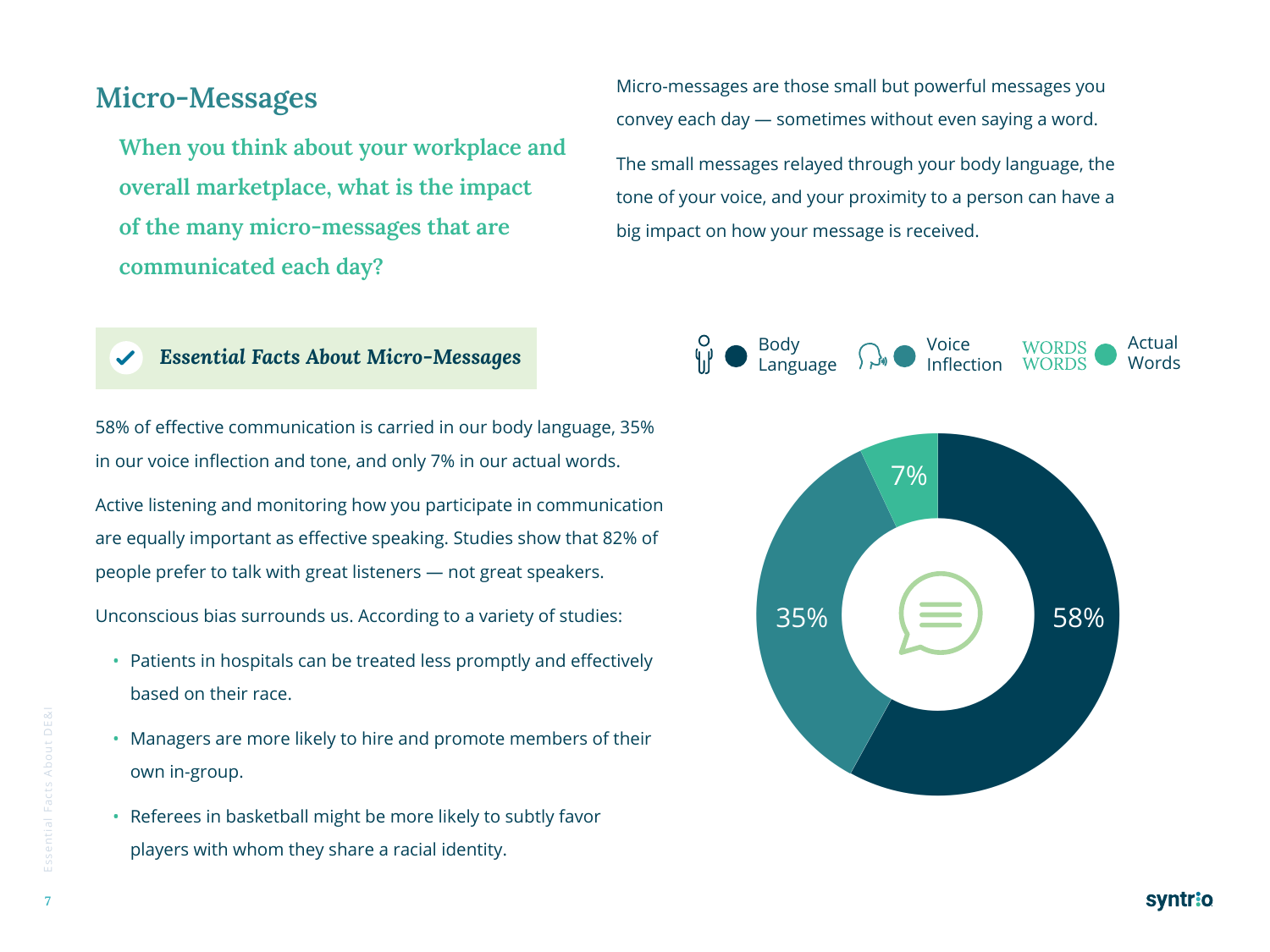## Micro-Messages

**When you think about your workplace and overall marketplace, what is the impact of the many micro-messages that are communicated each day?**

Micro-messages are those small but powerful messages you convey each day — sometimes without even saying a word.

The small messages relayed through your body language, the tone of your voice, and your proximity to a person can have a big impact on how your message is received.

### *Essential Facts About Micro-Messages*

58% of effective communication is carried in our body language, 35% in our voice inflection and tone, and only 7% in our actual words.

Active listening and monitoring how you participate in communication are equally important as effective speaking. Studies show that 82% of people prefer to talk with great listeners — not great speakers.

Unconscious bias surrounds us. According to a variety of studies:

- Patients in hospitals can be treated less promptly and effectively based on their race.
- Managers are more likely to hire and promote members of their own in-group.
- Referees in basketball might be more likely to subtly favor players with whom they share a racial identity.

| Component | Share |
|---|---|
| Body Language | 58% |
| Voice Inflection | 35% |
| Actual Words | 7% |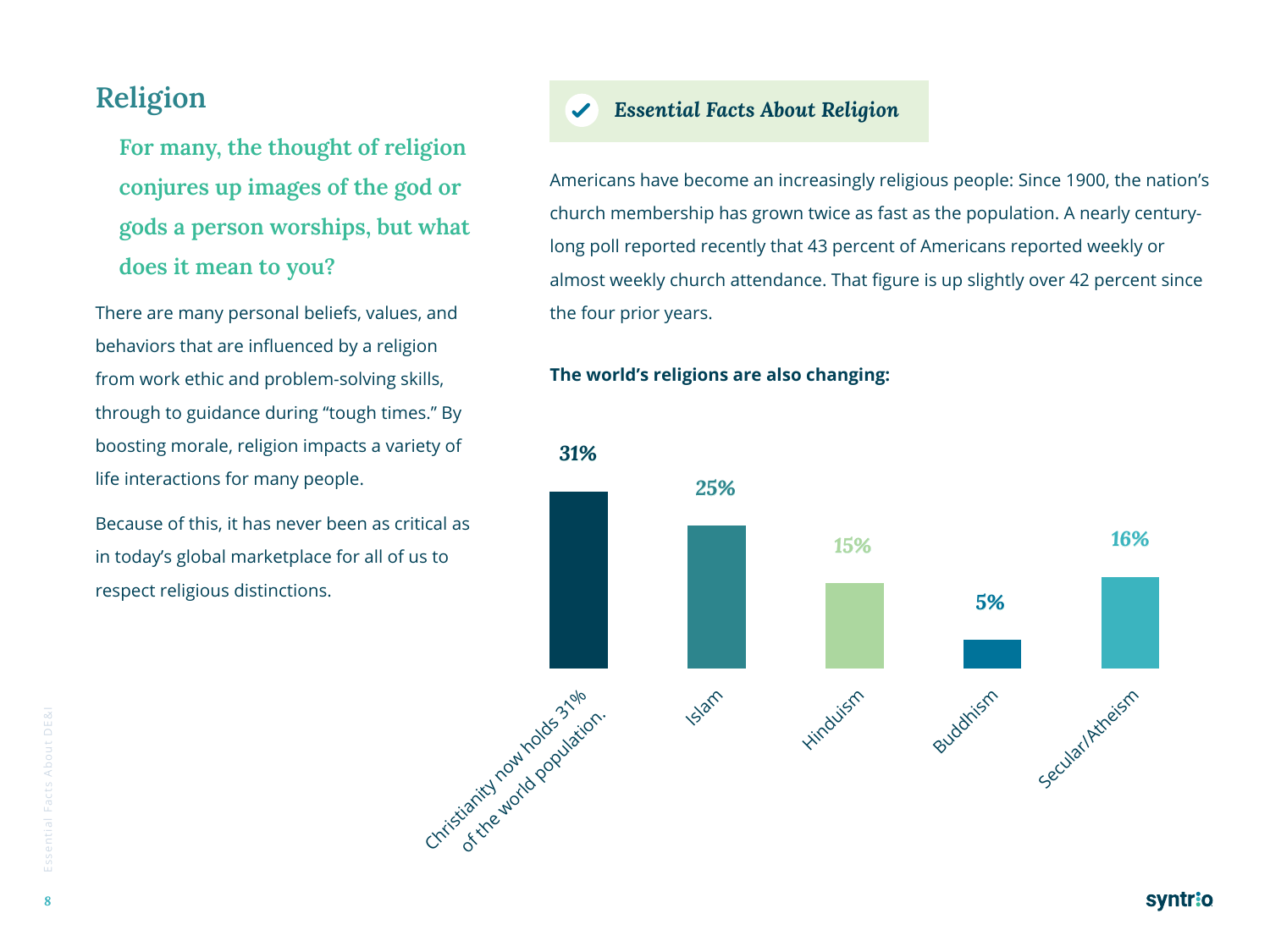## Religion

**For many, the thought of religion conjures up images of the god or gods a person worships, but what does it mean to you?**

There are many personal beliefs, values, and behaviors that are influenced by a religion from work ethic and problem-solving skills, through to guidance during "tough times." By boosting morale, religion impacts a variety of life interactions for many people.

Because of this, it has never been as critical as in today's global marketplace for all of us to respect religious distinctions.

### *Essential Facts About Religion*

Americans have become an increasingly religious people: Since 1900, the nation's church membership has grown twice as fast as the population. A nearly century-long poll reported recently that 43 percent of Americans reported weekly or almost weekly church attendance. That figure is up slightly over 42 percent since the four prior years.

**The world's religions are also changing:**

| Religion | Share |
| --- | --- |
| Christianity now holds 31% of the world population. | 31% |
| Islam | 25% |
| Hinduism | 15% |
| Buddhism | 5% |
| Secular/Atheism | 16% |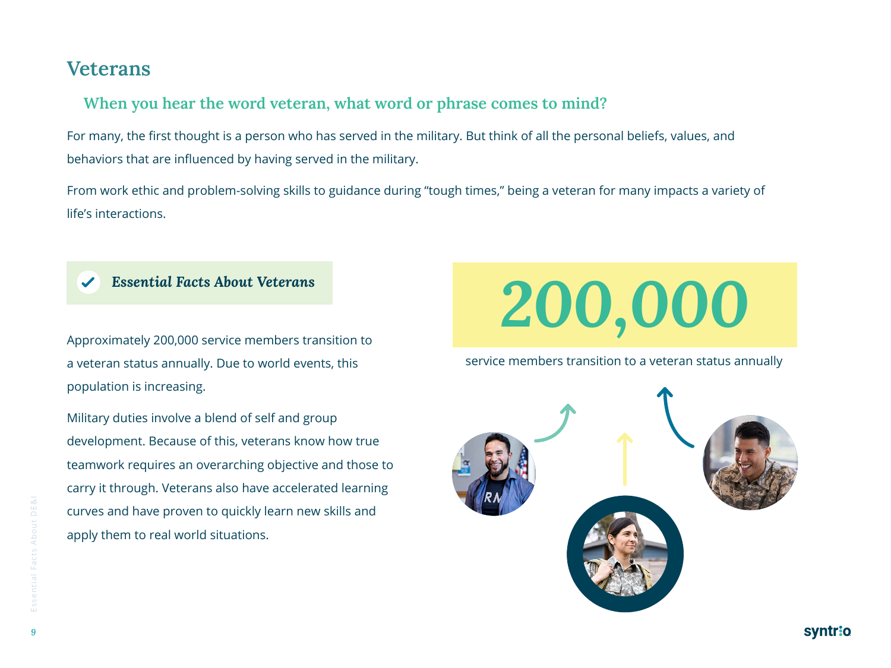# Veterans

## When you hear the word veteran, what word or phrase comes to mind?

For many, the first thought is a person who has served in the military. But think of all the personal beliefs, values, and behaviors that are influenced by having served in the military.

From work ethic and problem-solving skills to guidance during "tough times," being a veteran for many impacts a variety of life's interactions.

### *Essential Facts About Veterans*

Approximately 200,000 service members transition to a veteran status annually. Due to world events, this population is increasing.

Military duties involve a blend of self and group development. Because of this, veterans know how true teamwork requires an overarching objective and those to carry it through. Veterans also have accelerated learning curves and have proven to quickly learn new skills and apply them to real world situations.

**200,000**

service members transition to a veteran status annually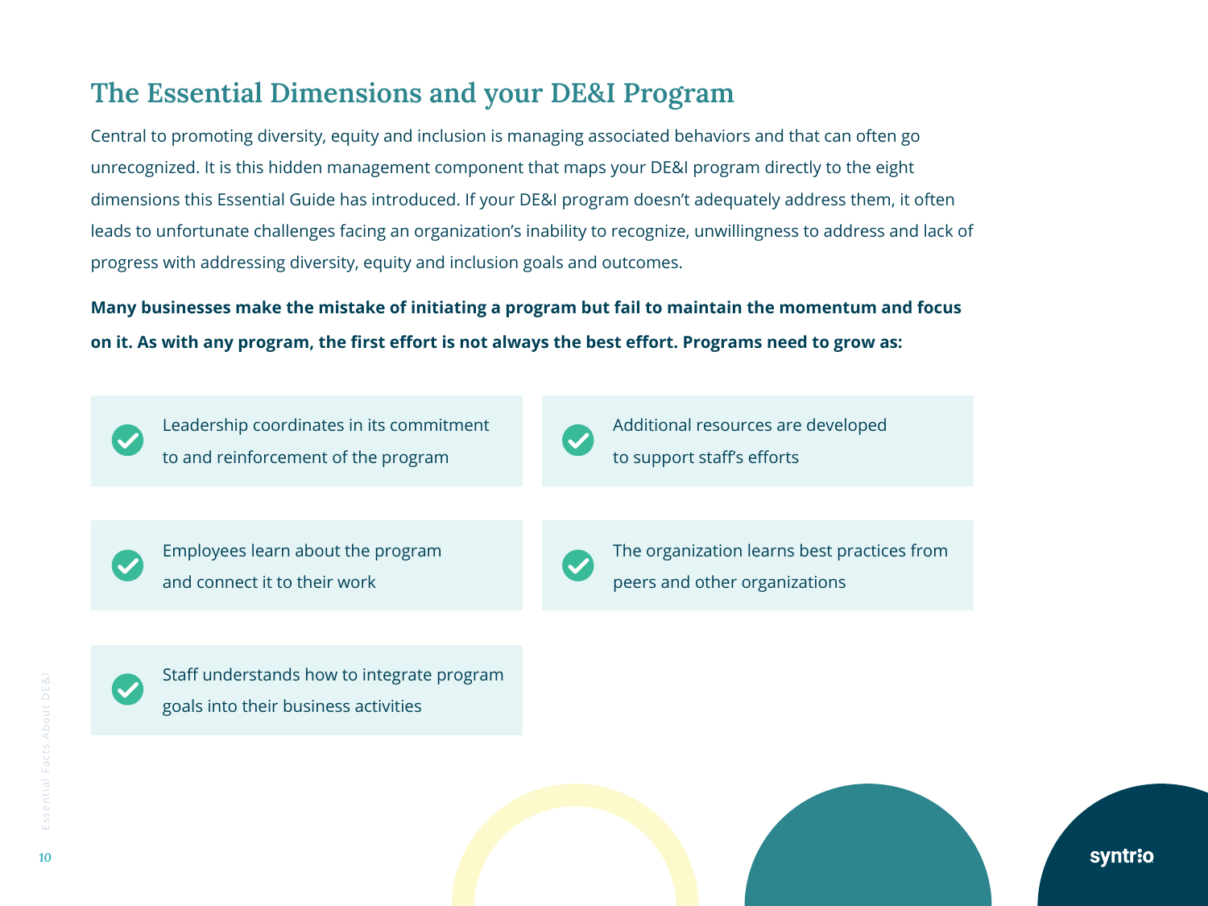## The Essential Dimensions and your DE&I Program

Central to promoting diversity, equity and inclusion is managing associated behaviors and that can often go unrecognized. It is this hidden management component that maps your DE&I program directly to the eight dimensions this Essential Guide has introduced. If your DE&I program doesn't adequately address them, it often leads to unfortunate challenges facing an organization's inability to recognize, unwillingness to address and lack of progress with addressing diversity, equity and inclusion goals and outcomes.

**Many businesses make the mistake of initiating a program but fail to maintain the momentum and focus on it. As with any program, the first effort is not always the best effort. Programs need to grow as:**

- Leadership coordinates in its commitment to and reinforcement of the program
- Additional resources are developed to support staff's efforts
- Employees learn about the program and connect it to their work
- The organization learns best practices from peers and other organizations
- Staff understands how to integrate program goals into their business activities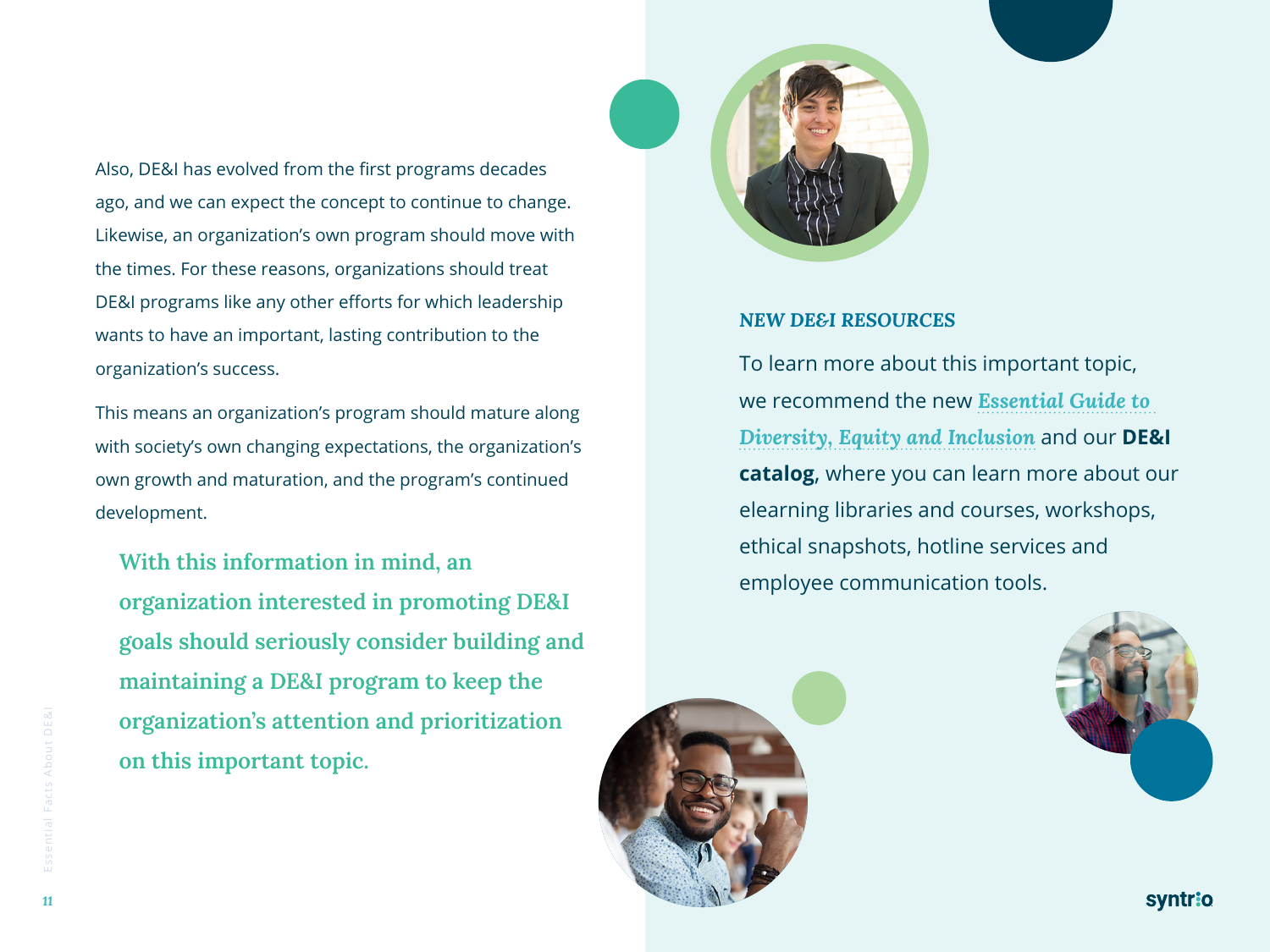Also, DE&I has evolved from the first programs decades ago, and we can expect the concept to continue to change. Likewise, an organization's own program should move with the times. For these reasons, organizations should treat DE&I programs like any other efforts for which leadership wants to have an important, lasting contribution to the organization's success.

This means an organization's program should mature along with society's own changing expectations, the organization's own growth and maturation, and the program's continued development.

**With this information in mind, an organization interested in promoting DE&I goals should seriously consider building and maintaining a DE&I program to keep the organization's attention and prioritization on this important topic.**

### *NEW DE&I RESOURCES*

To learn more about this important topic, we recommend the new ***Essential Guide to Diversity, Equity and Inclusion*** and our **DE&I catalog**, where you can learn more about our elearning libraries and courses, workshops, ethical snapshots, hotline services and employee communication tools.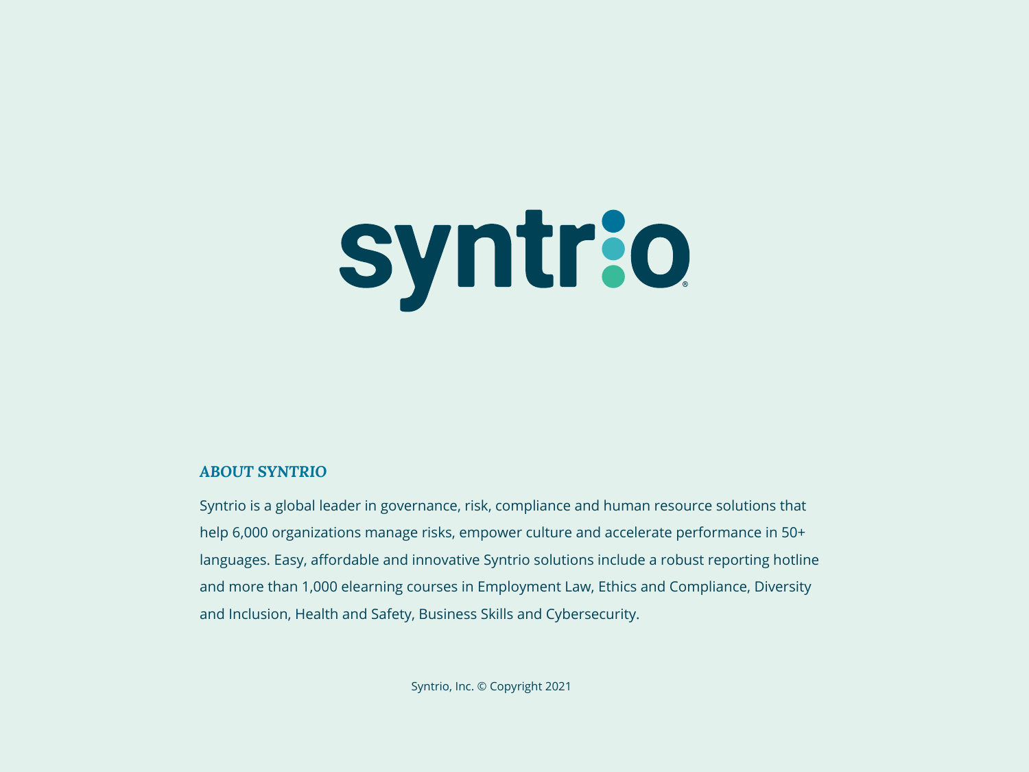## ABOUT SYNTRIO

Syntrio is a global leader in governance, risk, compliance and human resource solutions that help 6,000 organizations manage risks, empower culture and accelerate performance in 50+ languages. Easy, affordable and innovative Syntrio solutions include a robust reporting hotline and more than 1,000 elearning courses in Employment Law, Ethics and Compliance, Diversity and Inclusion, Health and Safety, Business Skills and Cybersecurity.

Syntrio, Inc. © Copyright 2021